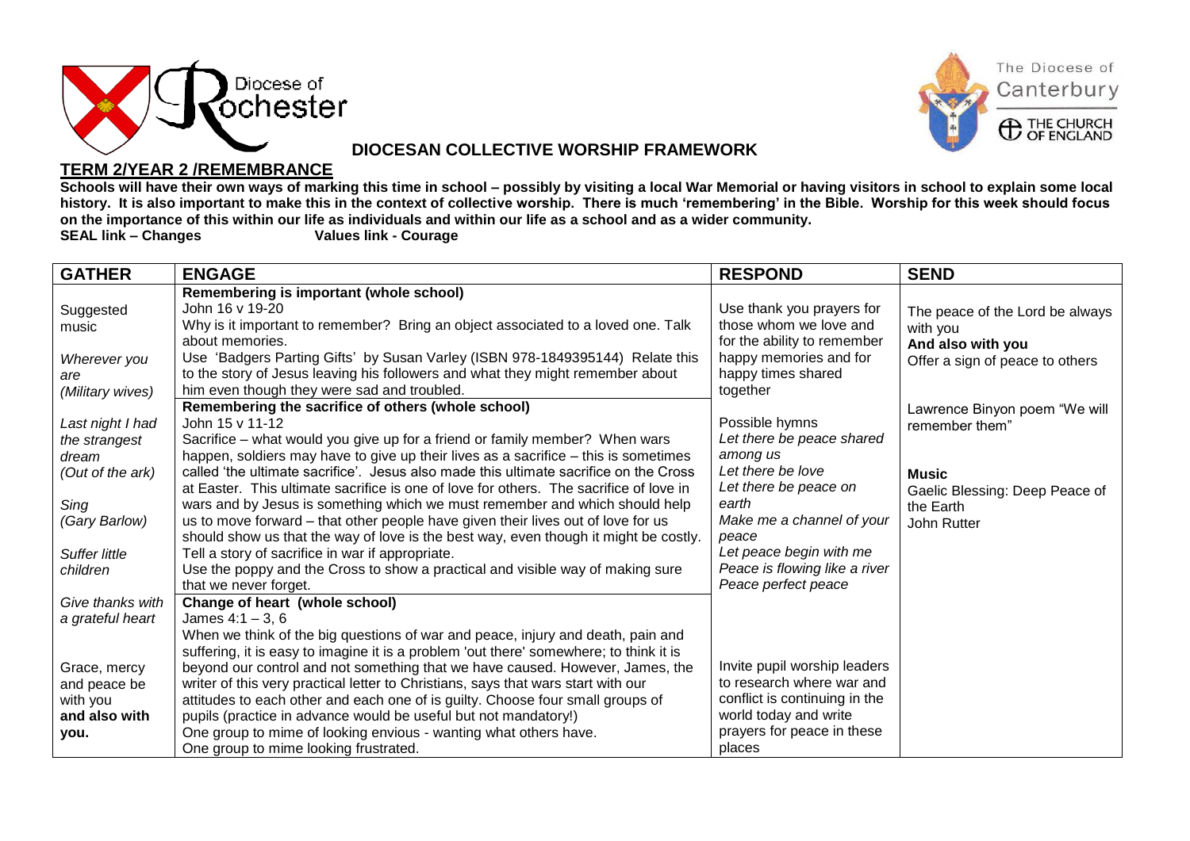Diocese of Rochester

The Diocese of Canterbury
THE CHURCH OF ENGLAND

# DIOCESAN COLLECTIVE WORSHIP FRAMEWORK

## TERM 2/YEAR 2 /REMEMBRANCE

**Schools will have their own ways of marking this time in school – possibly by visiting a local War Memorial or having visitors in school to explain some local history. It is also important to make this in the context of collective worship. There is much 'remembering' in the Bible. Worship for this week should focus on the importance of this within our life as individuals and within our life as a school and as a wider community.**

**SEAL link – Changes** **Values link - Courage**

| GATHER | ENGAGE | RESPOND | SEND |
|---|---|---|---|
| Suggested music<br><br>*Wherever you are (Military wives)*<br><br>*Last night I had the strangest dream (Out of the ark)*<br><br>*Sing (Gary Barlow)*<br><br>*Suffer little children*<br><br>*Give thanks with a grateful heart*<br><br>**Grace, mercy and peace be with you and also with you.** | **Remembering is important (whole school)**<br>John 16 v 19-20<br>Why is it important to remember? Bring an object associated to a loved one. Talk about memories.<br>Use 'Badgers Parting Gifts' by Susan Varley (ISBN 978-1849395144) Relate this to the story of Jesus leaving his followers and what they might remember about him even though they were sad and troubled. | Use thank you prayers for those whom we love and for the ability to remember happy memories and for happy times shared together | The peace of the Lord be always with you<br>**And also with you**<br>Offer a sign of peace to others<br><br>Lawrence Binyon poem "We will remember them"<br><br>**Music**<br>Gaelic Blessing: Deep Peace of the Earth<br>John Rutter |
| | **Remembering the sacrifice of others (whole school)**<br>John 15 v 11-12<br>Sacrifice – what would you give up for a friend or family member? When wars happen, soldiers may have to give up their lives as a sacrifice – this is sometimes called 'the ultimate sacrifice'. Jesus also made this ultimate sacrifice on the Cross at Easter. This ultimate sacrifice is one of love for others. The sacrifice of love in wars and by Jesus is something which we must remember and which should help us to move forward – that other people have given their lives out of love for us should show us that the way of love is the best way, even though it might be costly.<br>Tell a story of sacrifice in war if appropriate.<br>Use the poppy and the Cross to show a practical and visible way of making sure that we never forget. | Possible hymns<br>*Let there be peace shared among us*<br>*Let there be love*<br>*Let there be peace on earth*<br>*Make me a channel of your peace*<br>*Let peace begin with me*<br>*Peace is flowing like a river*<br>*Peace perfect peace* | |
| | **Change of heart (whole school)**<br>James 4:1 – 3, 6<br>When we think of the big questions of war and peace, injury and death, pain and suffering, it is easy to imagine it is a problem 'out there' somewhere; to think it is beyond our control and not something that we have caused. However, James, the writer of this very practical letter to Christians, says that wars start with our attitudes to each other and each one of is guilty. Choose four small groups of pupils (practice in advance would be useful but not mandatory!)<br>One group to mime of looking envious - wanting what others have.<br>One group to mime looking frustrated. | Invite pupil worship leaders to research where war and conflict is continuing in the world today and write prayers for peace in these places | |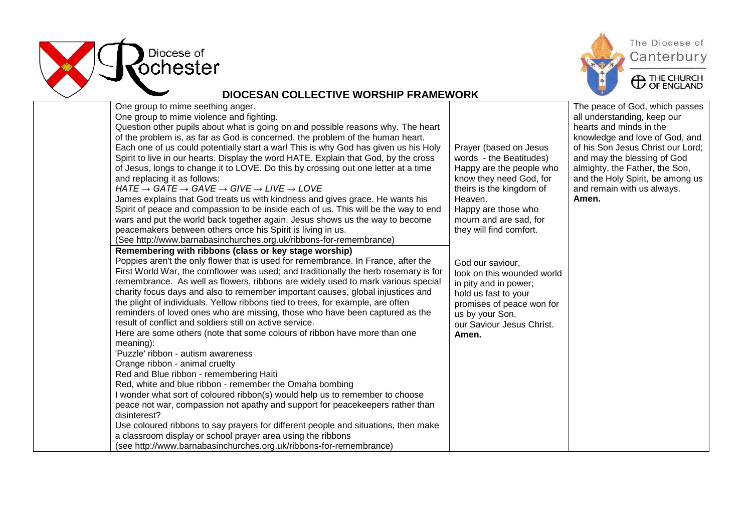## DIOCESAN COLLECTIVE WORSHIP FRAMEWORK

| | | | |
|---|---|---|---|
| | One group to mime seething anger.<br>One group to mime violence and fighting.<br>Question other pupils about what is going on and possible reasons why. The heart of the problem is, as far as God is concerned, the problem of the human heart. Each one of us could potentially start a war! This is why God has given us his Holy Spirit to live in our hearts. Display the word HATE. Explain that God, by the cross of Jesus, longs to change it to LOVE. Do this by crossing out one letter at a time and replacing it as follows:<br>*HATE → GATE → GAVE → GIVE → LIVE → LOVE*<br>James explains that God treats us with kindness and gives grace. He wants his Spirit of peace and compassion to be inside each of us. This will be the way to end wars and put the world back together again. Jesus shows us the way to become peacemakers between others once his Spirit is living in us.<br>(See http://www.barnabasinchurches.org.uk/ribbons-for-remembrance)<br>**Remembering with ribbons (class or key stage worship)**<br>Poppies aren't the only flower that is used for remembrance. In France, after the First World War, the cornflower was used; and traditionally the herb rosemary is for remembrance. As well as flowers, ribbons are widely used to mark various special charity focus days and also to remember important causes, global injustices and the plight of individuals. Yellow ribbons tied to trees, for example, are often reminders of loved ones who are missing, those who have been captured as the result of conflict and soldiers still on active service.<br>Here are some others (note that some colours of ribbon have more than one meaning):<br>'Puzzle' ribbon - autism awareness<br>Orange ribbon - animal cruelty<br>Red and Blue ribbon - remembering Haiti<br>Red, white and blue ribbon - remember the Omaha bombing<br>I wonder what sort of coloured ribbon(s) would help us to remember to choose peace not war, compassion not apathy and support for peacekeepers rather than disinterest?<br>Use coloured ribbons to say prayers for different people and situations, then make a classroom display or school prayer area using the ribbons<br>(see http://www.barnabasinchurches.org.uk/ribbons-for-remembrance) | Prayer (based on Jesus words - the Beatitudes)<br>Happy are the people who know they need God, for theirs is the kingdom of Heaven.<br>Happy are those who mourn and are sad, for they will find comfort.<br><br>God our saviour,<br>look on this wounded world<br>in pity and in power;<br>hold us fast to your promises of peace won for us by your Son,<br>our Saviour Jesus Christ.<br>**Amen.** | The peace of God, which passes all understanding, keep our hearts and minds in the knowledge and love of God, and of his Son Jesus Christ our Lord; and may the blessing of God almighty, the Father, the Son, and the Holy Spirit, be among us and remain with us always.<br>**Amen.** |